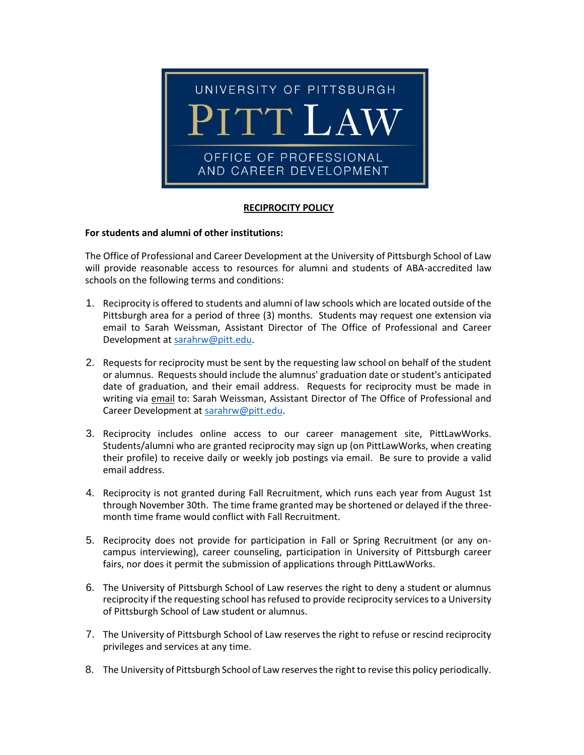UNIVERSITY OF PITTSBURGH

PITT LAW

OFFICE OF PROFESSIONAL AND CAREER DEVELOPMENT

# RECIPROCITY POLICY

**For students and alumni of other institutions:**

The Office of Professional and Career Development at the University of Pittsburgh School of Law will provide reasonable access to resources for alumni and students of ABA-accredited law schools on the following terms and conditions:

1. Reciprocity is offered to students and alumni of law schools which are located outside of the Pittsburgh area for a period of three (3) months. Students may request one extension via email to Sarah Weissman, Assistant Director of The Office of Professional and Career Development at sarahrw@pitt.edu.

2. Requests for reciprocity must be sent by the requesting law school on behalf of the student or alumnus. Requests should include the alumnus' graduation date or student's anticipated date of graduation, and their email address. Requests for reciprocity must be made in writing via email to: Sarah Weissman, Assistant Director of The Office of Professional and Career Development at sarahrw@pitt.edu.

3. Reciprocity includes online access to our career management site, PittLawWorks. Students/alumni who are granted reciprocity may sign up (on PittLawWorks, when creating their profile) to receive daily or weekly job postings via email. Be sure to provide a valid email address.

4. Reciprocity is not granted during Fall Recruitment, which runs each year from August 1st through November 30th. The time frame granted may be shortened or delayed if the three-month time frame would conflict with Fall Recruitment.

5. Reciprocity does not provide for participation in Fall or Spring Recruitment (or any on-campus interviewing), career counseling, participation in University of Pittsburgh career fairs, nor does it permit the submission of applications through PittLawWorks.

6. The University of Pittsburgh School of Law reserves the right to deny a student or alumnus reciprocity if the requesting school has refused to provide reciprocity services to a University of Pittsburgh School of Law student or alumnus.

7. The University of Pittsburgh School of Law reserves the right to refuse or rescind reciprocity privileges and services at any time.

8. The University of Pittsburgh School of Law reserves the right to revise this policy periodically.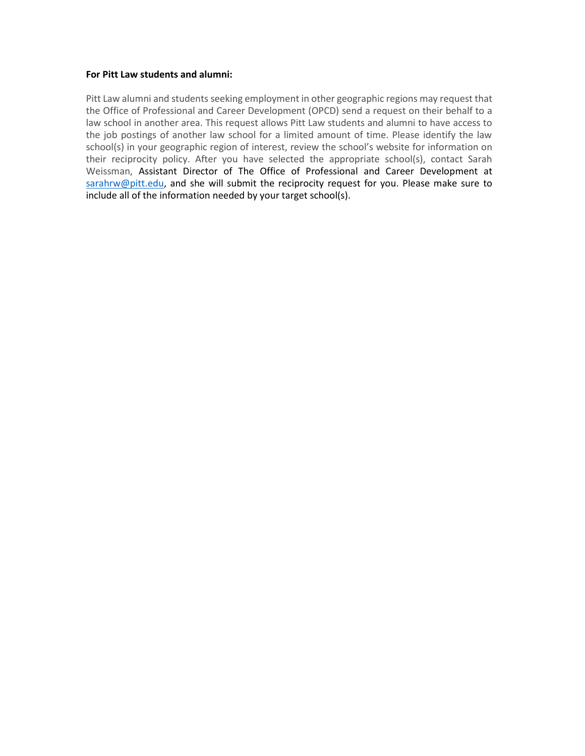**For Pitt Law students and alumni:**

Pitt Law alumni and students seeking employment in other geographic regions may request that the Office of Professional and Career Development (OPCD) send a request on their behalf to a law school in another area. This request allows Pitt Law students and alumni to have access to the job postings of another law school for a limited amount of time. Please identify the law school(s) in your geographic region of interest, review the school's website for information on their reciprocity policy. After you have selected the appropriate school(s), contact Sarah Weissman, Assistant Director of The Office of Professional and Career Development at sarahrw@pitt.edu, and she will submit the reciprocity request for you. Please make sure to include all of the information needed by your target school(s).